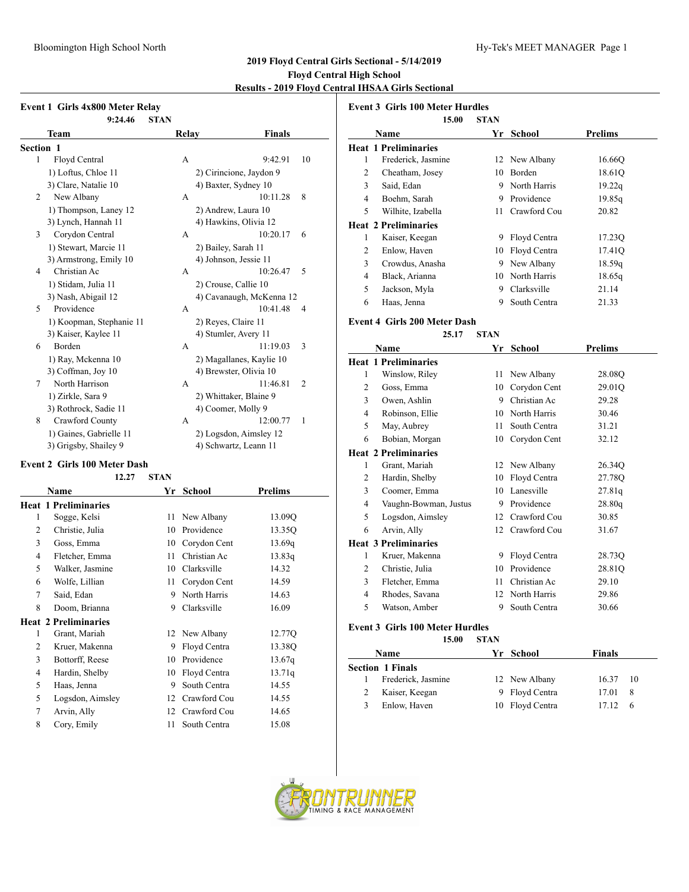# 2019 Floyd Central Girls Sectional - 5/14/2019

## Floyd Central High School

## Results - 2019 Floyd Central IHSAA Girls Sectional

### Event 1 Girls 4x800 Meter Relay

9:24.46 STAN

| | Team | Relay | Finals | |
|---|---|---|---|---|
| **Section 1** | | | | |
| 1 | Floyd Central | A | 9:42.91 | 10 |
| | 1) Loftus, Chloe 11 | 2) Cirincione, Jaydon 9 | | |
| | 3) Clare, Natalie 10 | 4) Baxter, Sydney 10 | | |
| 2 | New Albany | A | 10:11.28 | 8 |
| | 1) Thompson, Laney 12 | 2) Andrew, Laura 10 | | |
| | 3) Lynch, Hannah 11 | 4) Hawkins, Olivia 12 | | |
| 3 | Corydon Central | A | 10:20.17 | 6 |
| | 1) Stewart, Marcie 11 | 2) Bailey, Sarah 11 | | |
| | 3) Armstrong, Emily 10 | 4) Johnson, Jessie 11 | | |
| 4 | Christian Ac | A | 10:26.47 | 5 |
| | 1) Stidam, Julia 11 | 2) Crouse, Callie 10 | | |
| | 3) Nash, Abigail 12 | 4) Cavanaugh, McKenna 12 | | |
| 5 | Providence | A | 10:41.48 | 4 |
| | 1) Koopman, Stephanie 11 | 2) Reyes, Claire 11 | | |
| | 3) Kaiser, Kaylee 11 | 4) Stumler, Avery 11 | | |
| 6 | Borden | A | 11:19.03 | 3 |
| | 1) Ray, Mckenna 10 | 2) Magallanes, Kaylie 10 | | |
| | 3) Coffman, Joy 10 | 4) Brewster, Olivia 10 | | |
| 7 | North Harrison | A | 11:46.81 | 2 |
| | 1) Zirkle, Sara 9 | 2) Whittaker, Blaine 9 | | |
| | 3) Rothrock, Sadie 11 | 4) Coomer, Molly 9 | | |
| 8 | Crawford County | A | 12:00.77 | 1 |
| | 1) Gaines, Gabrielle 11 | 2) Logsdon, Aimsley 12 | | |
| | 3) Grigsby, Shailey 9 | 4) Schwartz, Leann 11 | | |

### Event 2 Girls 100 Meter Dash

12.27 STAN

| | Name | Yr | School | Prelims |
|---|---|---|---|---|
| **Heat 1 Preliminaries** | | | | |
| 1 | Sogge, Kelsi | 11 | New Albany | 13.09Q |
| 2 | Christie, Julia | 10 | Providence | 13.35Q |
| 3 | Goss, Emma | 10 | Corydon Cent | 13.69q |
| 4 | Fletcher, Emma | 11 | Christian Ac | 13.83q |
| 5 | Walker, Jasmine | 10 | Clarksville | 14.32 |
| 6 | Wolfe, Lillian | 11 | Corydon Cent | 14.59 |
| 7 | Said, Edan | 9 | North Harris | 14.63 |
| 8 | Doom, Brianna | 9 | Clarksville | 16.09 |
| **Heat 2 Preliminaries** | | | | |
| 1 | Grant, Mariah | 12 | New Albany | 12.77Q |
| 2 | Kruer, Makenna | 9 | Floyd Centra | 13.38Q |
| 3 | Bottorff, Reese | 10 | Providence | 13.67q |
| 4 | Hardin, Shelby | 10 | Floyd Centra | 13.71q |
| 5 | Haas, Jenna | 9 | South Centra | 14.55 |
| 5 | Logsdon, Aimsley | 12 | Crawford Cou | 14.55 |
| 7 | Arvin, Ally | 12 | Crawford Cou | 14.65 |
| 8 | Cory, Emily | 11 | South Centra | 15.08 |

### Event 3 Girls 100 Meter Hurdles

15.00 STAN

| | Name | Yr | School | Prelims |
|---|---|---|---|---|
| **Heat 1 Preliminaries** | | | | |
| 1 | Frederick, Jasmine | 12 | New Albany | 16.66Q |
| 2 | Cheatham, Josey | 10 | Borden | 18.61Q |
| 3 | Said, Edan | 9 | North Harris | 19.22q |
| 4 | Boehm, Sarah | 9 | Providence | 19.85q |
| 5 | Wilhite, Izabella | 11 | Crawford Cou | 20.82 |
| **Heat 2 Preliminaries** | | | | |
| 1 | Kaiser, Keegan | 9 | Floyd Centra | 17.23Q |
| 2 | Enlow, Haven | 10 | Floyd Centra | 17.41Q |
| 3 | Crowdus, Anasha | 9 | New Albany | 18.59q |
| 4 | Black, Arianna | 10 | North Harris | 18.65q |
| 5 | Jackson, Myla | 9 | Clarksville | 21.14 |
| 6 | Haas, Jenna | 9 | South Centra | 21.33 |

### Event 4 Girls 200 Meter Dash

25.17 STAN

| | Name | Yr | School | Prelims |
|---|---|---|---|---|
| **Heat 1 Preliminaries** | | | | |
| 1 | Winslow, Riley | 11 | New Albany | 28.08Q |
| 2 | Goss, Emma | 10 | Corydon Cent | 29.01Q |
| 3 | Owen, Ashlin | 9 | Christian Ac | 29.28 |
| 4 | Robinson, Ellie | 10 | North Harris | 30.46 |
| 5 | May, Aubrey | 11 | South Centra | 31.21 |
| 6 | Bobian, Morgan | 10 | Corydon Cent | 32.12 |
| **Heat 2 Preliminaries** | | | | |
| 1 | Grant, Mariah | 12 | New Albany | 26.34Q |
| 2 | Hardin, Shelby | 10 | Floyd Centra | 27.78Q |
| 3 | Coomer, Emma | 10 | Lanesville | 27.81q |
| 4 | Vaughn-Bowman, Justus | 9 | Providence | 28.80q |
| 5 | Logsdon, Aimsley | 12 | Crawford Cou | 30.85 |
| 6 | Arvin, Ally | 12 | Crawford Cou | 31.67 |
| **Heat 3 Preliminaries** | | | | |
| 1 | Kruer, Makenna | 9 | Floyd Centra | 28.73Q |
| 2 | Christie, Julia | 10 | Providence | 28.81Q |
| 3 | Fletcher, Emma | 11 | Christian Ac | 29.10 |
| 4 | Rhodes, Savana | 12 | North Harris | 29.86 |
| 5 | Watson, Amber | 9 | South Centra | 30.66 |

### Event 3 Girls 100 Meter Hurdles

15.00 STAN

| | Name | Yr | School | Finals | |
|---|---|---|---|---|---|
| **Section 1 Finals** | | | | | |
| 1 | Frederick, Jasmine | 12 | New Albany | 16.37 | 10 |
| 2 | Kaiser, Keegan | 9 | Floyd Centra | 17.01 | 8 |
| 3 | Enlow, Haven | 10 | Floyd Centra | 17.12 | 6 |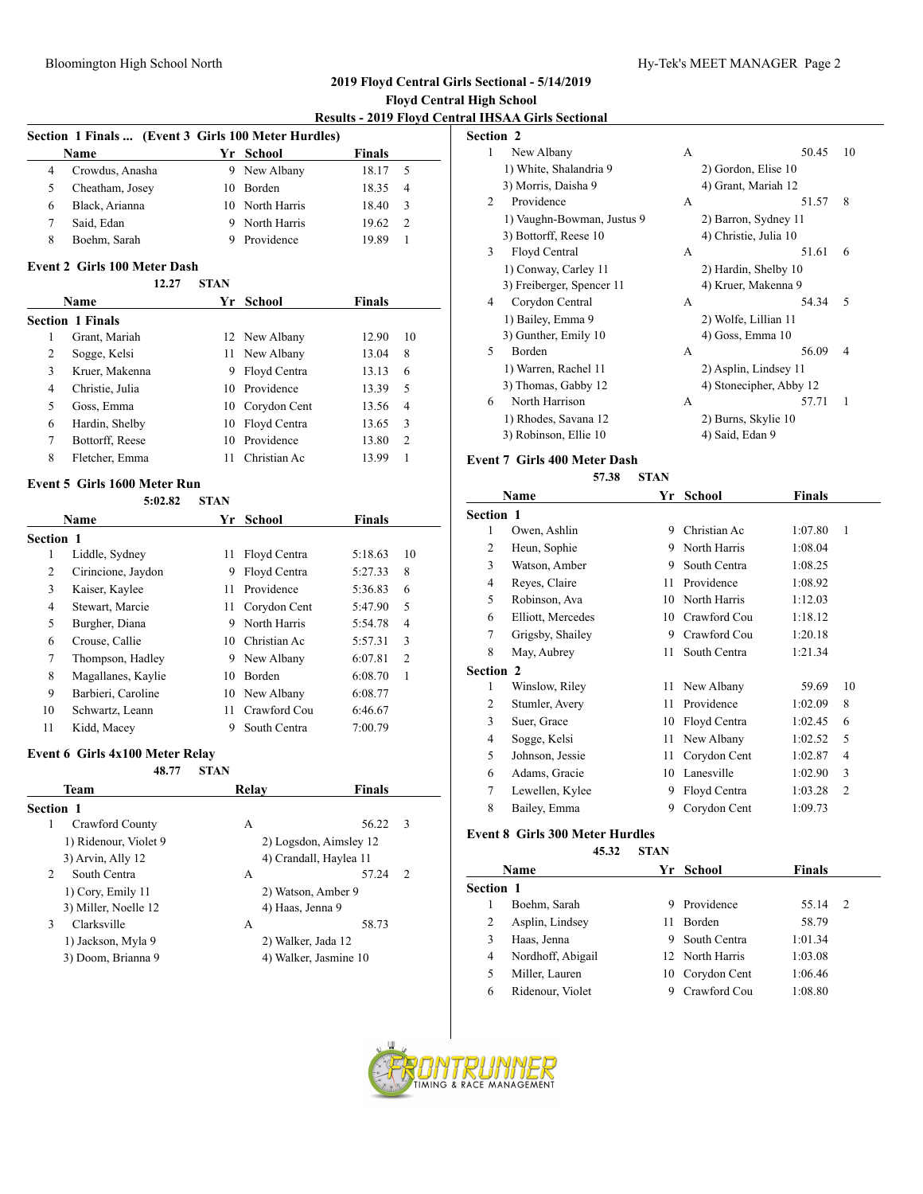## 2019 Floyd Central Girls Sectional - 5/14/2019

**Floyd Central High School**

**Results - 2019 Floyd Central IHSAA Girls Sectional**

### Section 1 Finals ... (Event 3 Girls 100 Meter Hurdles)

| | Name | Yr | School | Finals | |
|---|---|---|---|---|---|
| 4 | Crowdus, Anasha | 9 | New Albany | 18.17 | 5 |
| 5 | Cheatham, Josey | 10 | Borden | 18.35 | 4 |
| 6 | Black, Arianna | 10 | North Harris | 18.40 | 3 |
| 7 | Said, Edan | 9 | North Harris | 19.62 | 2 |
| 8 | Boehm, Sarah | 9 | Providence | 19.89 | 1 |

### Event 2 Girls 100 Meter Dash

12.27 STAN

| | Name | Yr | School | Finals | |
|---|---|---|---|---|---|
| **Section 1 Finals** | | | | | |
| 1 | Grant, Mariah | 12 | New Albany | 12.90 | 10 |
| 2 | Sogge, Kelsi | 11 | New Albany | 13.04 | 8 |
| 3 | Kruer, Makenna | 9 | Floyd Centra | 13.13 | 6 |
| 4 | Christie, Julia | 10 | Providence | 13.39 | 5 |
| 5 | Goss, Emma | 10 | Corydon Cent | 13.56 | 4 |
| 6 | Hardin, Shelby | 10 | Floyd Centra | 13.65 | 3 |
| 7 | Bottorff, Reese | 10 | Providence | 13.80 | 2 |
| 8 | Fletcher, Emma | 11 | Christian Ac | 13.99 | 1 |

### Event 5 Girls 1600 Meter Run

5:02.82 STAN

| | Name | Yr | School | Finals | |
|---|---|---|---|---|---|
| **Section 1** | | | | | |
| 1 | Liddle, Sydney | 11 | Floyd Centra | 5:18.63 | 10 |
| 2 | Cirincione, Jaydon | 9 | Floyd Centra | 5:27.33 | 8 |
| 3 | Kaiser, Kaylee | 11 | Providence | 5:36.83 | 6 |
| 4 | Stewart, Marcie | 11 | Corydon Cent | 5:47.90 | 5 |
| 5 | Burgher, Diana | 9 | North Harris | 5:54.78 | 4 |
| 6 | Crouse, Callie | 10 | Christian Ac | 5:57.31 | 3 |
| 7 | Thompson, Hadley | 9 | New Albany | 6:07.81 | 2 |
| 8 | Magallanes, Kaylie | 10 | Borden | 6:08.70 | 1 |
| 9 | Barbieri, Caroline | 10 | New Albany | 6:08.77 | |
| 10 | Schwartz, Leann | 11 | Crawford Cou | 6:46.67 | |
| 11 | Kidd, Macey | 9 | South Centra | 7:00.79 | |

### Event 6 Girls 4x100 Meter Relay

48.77 STAN

| | Team | Relay | Finals | |
|---|---|---|---|---|
| **Section 1** | | | | |
| 1 | Crawford County | A | 56.22 | 3 |
| | 1) Ridenour, Violet 9 | 2) Logsdon, Aimsley 12 | | |
| | 3) Arvin, Ally 12 | 4) Crandall, Haylea 11 | | |
| 2 | South Centra | A | 57.24 | 2 |
| | 1) Cory, Emily 11 | 2) Watson, Amber 9 | | |
| | 3) Miller, Noelle 12 | 4) Haas, Jenna 9 | | |
| 3 | Clarksville | A | 58.73 | |
| | 1) Jackson, Myla 9 | 2) Walker, Jada 12 | | |
| | 3) Doom, Brianna 9 | 4) Walker, Jasmine 10 | | |
| **Section 2** | | | | |
| 1 | New Albany | A | 50.45 | 10 |
| | 1) White, Shalandria 9 | 2) Gordon, Elise 10 | | |
| | 3) Morris, Daisha 9 | 4) Grant, Mariah 12 | | |
| 2 | Providence | A | 51.57 | 8 |
| | 1) Vaughn-Bowman, Justus 9 | 2) Barron, Sydney 11 | | |
| | 3) Bottorff, Reese 10 | 4) Christie, Julia 10 | | |
| 3 | Floyd Central | A | 51.61 | 6 |
| | 1) Conway, Carley 11 | 2) Hardin, Shelby 10 | | |
| | 3) Freiberger, Spencer 11 | 4) Kruer, Makenna 9 | | |
| 4 | Corydon Central | A | 54.34 | 5 |
| | 1) Bailey, Emma 9 | 2) Wolfe, Lillian 11 | | |
| | 3) Gunther, Emily 10 | 4) Goss, Emma 10 | | |
| 5 | Borden | A | 56.09 | 4 |
| | 1) Warren, Rachel 11 | 2) Asplin, Lindsey 11 | | |
| | 3) Thomas, Gabby 12 | 4) Stonecipher, Abby 12 | | |
| 6 | North Harrison | A | 57.71 | 1 |
| | 1) Rhodes, Savana 12 | 2) Burns, Skylie 10 | | |
| | 3) Robinson, Ellie 10 | 4) Said, Edan 9 | | |

### Event 7 Girls 400 Meter Dash

57.38 STAN

| | Name | Yr | School | Finals | |
|---|---|---|---|---|---|
| **Section 1** | | | | | |
| 1 | Owen, Ashlin | 9 | Christian Ac | 1:07.80 | 1 |
| 2 | Heun, Sophie | 9 | North Harris | 1:08.04 | |
| 3 | Watson, Amber | 9 | South Centra | 1:08.25 | |
| 4 | Reyes, Claire | 11 | Providence | 1:08.92 | |
| 5 | Robinson, Ava | 10 | North Harris | 1:12.03 | |
| 6 | Elliott, Mercedes | 10 | Crawford Cou | 1:18.12 | |
| 7 | Grigsby, Shailey | 9 | Crawford Cou | 1:20.18 | |
| 8 | May, Aubrey | 11 | South Centra | 1:21.34 | |
| **Section 2** | | | | | |
| 1 | Winslow, Riley | 11 | New Albany | 59.69 | 10 |
| 2 | Stumler, Avery | 11 | Providence | 1:02.09 | 8 |
| 3 | Suer, Grace | 10 | Floyd Centra | 1:02.45 | 6 |
| 4 | Sogge, Kelsi | 11 | New Albany | 1:02.52 | 5 |
| 5 | Johnson, Jessie | 11 | Corydon Cent | 1:02.87 | 4 |
| 6 | Adams, Gracie | 10 | Lanesville | 1:02.90 | 3 |
| 7 | Lewellen, Kylee | 9 | Floyd Centra | 1:03.28 | 2 |
| 8 | Bailey, Emma | 9 | Corydon Cent | 1:09.73 | |

### Event 8 Girls 300 Meter Hurdles

45.32 STAN

| | Name | Yr | School | Finals | |
|---|---|---|---|---|---|
| **Section 1** | | | | | |
| 1 | Boehm, Sarah | 9 | Providence | 55.14 | 2 |
| 2 | Asplin, Lindsey | 11 | Borden | 58.79 | |
| 3 | Haas, Jenna | 9 | South Centra | 1:01.34 | |
| 4 | Nordhoff, Abigail | 12 | North Harris | 1:03.08 | |
| 5 | Miller, Lauren | 10 | Corydon Cent | 1:06.46 | |
| 6 | Ridenour, Violet | 9 | Crawford Cou | 1:08.80 | |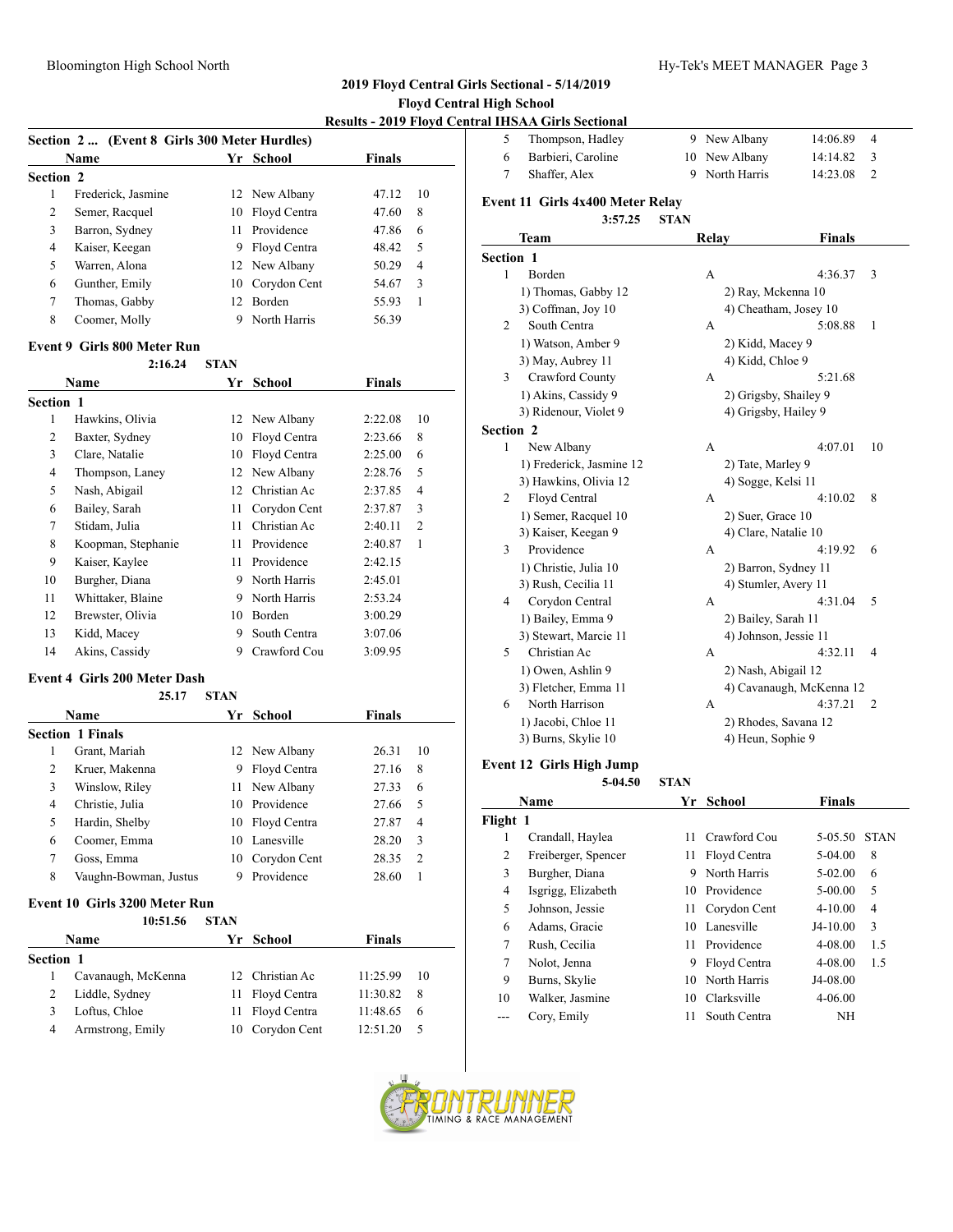## 2019 Floyd Central Girls Sectional - 5/14/2019

**Floyd Central High School**

**Results - 2019 Floyd Central IHSAA Girls Sectional**

### Section 2 ... (Event 8 Girls 300 Meter Hurdles)

| | Name | Yr | School | Finals | |
|---|---|---|---|---|---|
| **Section 2** | | | | | |
| 1 | Frederick, Jasmine | 12 | New Albany | 47.12 | 10 |
| 2 | Semer, Racquel | 10 | Floyd Centra | 47.60 | 8 |
| 3 | Barron, Sydney | 11 | Providence | 47.86 | 6 |
| 4 | Kaiser, Keegan | 9 | Floyd Centra | 48.42 | 5 |
| 5 | Warren, Alona | 12 | New Albany | 50.29 | 4 |
| 6 | Gunther, Emily | 10 | Corydon Cent | 54.67 | 3 |
| 7 | Thomas, Gabby | 12 | Borden | 55.93 | 1 |
| 8 | Coomer, Molly | 9 | North Harris | 56.39 | |

### Event 9 Girls 800 Meter Run

2:16.24 STAN

| | Name | Yr | School | Finals | |
|---|---|---|---|---|---|
| **Section 1** | | | | | |
| 1 | Hawkins, Olivia | 12 | New Albany | 2:22.08 | 10 |
| 2 | Baxter, Sydney | 10 | Floyd Centra | 2:23.66 | 8 |
| 3 | Clare, Natalie | 10 | Floyd Centra | 2:25.00 | 6 |
| 4 | Thompson, Laney | 12 | New Albany | 2:28.76 | 5 |
| 5 | Nash, Abigail | 12 | Christian Ac | 2:37.85 | 4 |
| 6 | Bailey, Sarah | 11 | Corydon Cent | 2:37.87 | 3 |
| 7 | Stidam, Julia | 11 | Christian Ac | 2:40.11 | 2 |
| 8 | Koopman, Stephanie | 11 | Providence | 2:40.87 | 1 |
| 9 | Kaiser, Kaylee | 11 | Providence | 2:42.15 | |
| 10 | Burgher, Diana | 9 | North Harris | 2:45.01 | |
| 11 | Whittaker, Blaine | 9 | North Harris | 2:53.24 | |
| 12 | Brewster, Olivia | 10 | Borden | 3:00.29 | |
| 13 | Kidd, Macey | 9 | South Centra | 3:07.06 | |
| 14 | Akins, Cassidy | 9 | Crawford Cou | 3:09.95 | |

### Event 4 Girls 200 Meter Dash

25.17 STAN

| | Name | Yr | School | Finals | |
|---|---|---|---|---|---|
| **Section 1 Finals** | | | | | |
| 1 | Grant, Mariah | 12 | New Albany | 26.31 | 10 |
| 2 | Kruer, Makenna | 9 | Floyd Centra | 27.16 | 8 |
| 3 | Winslow, Riley | 11 | New Albany | 27.33 | 6 |
| 4 | Christie, Julia | 10 | Providence | 27.66 | 5 |
| 5 | Hardin, Shelby | 10 | Floyd Centra | 27.87 | 4 |
| 6 | Coomer, Emma | 10 | Lanesville | 28.20 | 3 |
| 7 | Goss, Emma | 10 | Corydon Cent | 28.35 | 2 |
| 8 | Vaughn-Bowman, Justus | 9 | Providence | 28.60 | 1 |

### Event 10 Girls 3200 Meter Run

10:51.56 STAN

| | Name | Yr | School | Finals | |
|---|---|---|---|---|---|
| **Section 1** | | | | | |
| 1 | Cavanaugh, McKenna | 12 | Christian Ac | 11:25.99 | 10 |
| 2 | Liddle, Sydney | 11 | Floyd Centra | 11:30.82 | 8 |
| 3 | Loftus, Chloe | 11 | Floyd Centra | 11:48.65 | 6 |
| 4 | Armstrong, Emily | 10 | Corydon Cent | 12:51.20 | 5 |
| 5 | Thompson, Hadley | 9 | New Albany | 14:06.89 | 4 |
| 6 | Barbieri, Caroline | 10 | New Albany | 14:14.82 | 3 |
| 7 | Shaffer, Alex | 9 | North Harris | 14:23.08 | 2 |

### Event 11 Girls 4x400 Meter Relay

3:57.25 STAN

| | Team | Relay | Finals | |
|---|---|---|---|---|
| **Section 1** | | | | |
| 1 | Borden | A | 4:36.37 | 3 |
| | 1) Thomas, Gabby 12 | 2) Ray, Mckenna 10 | | |
| | 3) Coffman, Joy 10 | 4) Cheatham, Josey 10 | | |
| 2 | South Centra | A | 5:08.88 | 1 |
| | 1) Watson, Amber 9 | 2) Kidd, Macey 9 | | |
| | 3) May, Aubrey 11 | 4) Kidd, Chloe 9 | | |
| 3 | Crawford County | A | 5:21.68 | |
| | 1) Akins, Cassidy 9 | 2) Grigsby, Shailey 9 | | |
| | 3) Ridenour, Violet 9 | 4) Grigsby, Hailey 9 | | |
| **Section 2** | | | | |
| 1 | New Albany | A | 4:07.01 | 10 |
| | 1) Frederick, Jasmine 12 | 2) Tate, Marley 9 | | |
| | 3) Hawkins, Olivia 12 | 4) Sogge, Kelsi 11 | | |
| 2 | Floyd Central | A | 4:10.02 | 8 |
| | 1) Semer, Racquel 10 | 2) Suer, Grace 10 | | |
| | 3) Kaiser, Keegan 9 | 4) Clare, Natalie 10 | | |
| 3 | Providence | A | 4:19.92 | 6 |
| | 1) Christie, Julia 10 | 2) Barron, Sydney 11 | | |
| | 3) Rush, Cecilia 11 | 4) Stumler, Avery 11 | | |
| 4 | Corydon Central | A | 4:31.04 | 5 |
| | 1) Bailey, Emma 9 | 2) Bailey, Sarah 11 | | |
| | 3) Stewart, Marcie 11 | 4) Johnson, Jessie 11 | | |
| 5 | Christian Ac | A | 4:32.11 | 4 |
| | 1) Owen, Ashlin 9 | 2) Nash, Abigail 12 | | |
| | 3) Fletcher, Emma 11 | 4) Cavanaugh, McKenna 12 | | |
| 6 | North Harrison | A | 4:37.21 | 2 |
| | 1) Jacobi, Chloe 11 | 2) Rhodes, Savana 12 | | |
| | 3) Burns, Skylie 10 | 4) Heun, Sophie 9 | | |

### Event 12 Girls High Jump

5-04.50 STAN

| | Name | Yr | School | Finals | |
|---|---|---|---|---|---|
| **Flight 1** | | | | | |
| 1 | Crandall, Haylea | 11 | Crawford Cou | 5-05.50 | STAN |
| 2 | Freiberger, Spencer | 11 | Floyd Centra | 5-04.00 | 8 |
| 3 | Burgher, Diana | 9 | North Harris | 5-02.00 | 6 |
| 4 | Isgrigg, Elizabeth | 10 | Providence | 5-00.00 | 5 |
| 5 | Johnson, Jessie | 11 | Corydon Cent | 4-10.00 | 4 |
| 6 | Adams, Gracie | 10 | Lanesville | J4-10.00 | 3 |
| 7 | Rush, Cecilia | 11 | Providence | 4-08.00 | 1.5 |
| 7 | Nolot, Jenna | 9 | Floyd Centra | 4-08.00 | 1.5 |
| 9 | Burns, Skylie | 10 | North Harris | J4-08.00 | |
| 10 | Walker, Jasmine | 10 | Clarksville | 4-06.00 | |
| --- | Cory, Emily | 11 | South Centra | NH | |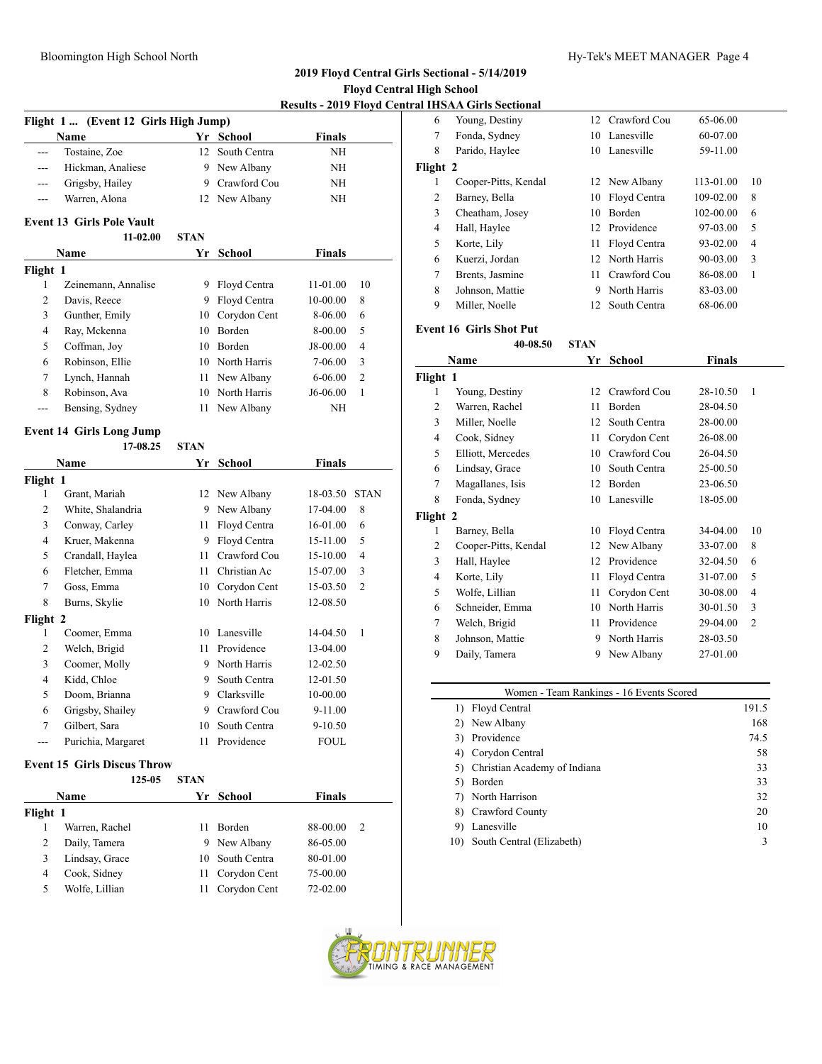## 2019 Floyd Central Girls Sectional - 5/14/2019
## Floyd Central High School
## Results - 2019 Floyd Central IHSAA Girls Sectional

### Flight 1 ... (Event 12 Girls High Jump)

| Name | Yr | School | Finals |
|---|---|---|---|
| --- Tostaine, Zoe | 12 | South Centra | NH |
| --- Hickman, Analiese | 9 | New Albany | NH |
| --- Grigsby, Hailey | 9 | Crawford Cou | NH |
| --- Warren, Alona | 12 | New Albany | NH |

### Event 13 Girls Pole Vault

11-02.00 STAN

| | Name | Yr | School | Finals | |
|---|---|---|---|---|---|
| **Flight 1** | | | | | |
| 1 | Zeinemann, Annalise | 9 | Floyd Centra | 11-01.00 | 10 |
| 2 | Davis, Reece | 9 | Floyd Centra | 10-00.00 | 8 |
| 3 | Gunther, Emily | 10 | Corydon Cent | 8-06.00 | 6 |
| 4 | Ray, Mckenna | 10 | Borden | 8-00.00 | 5 |
| 5 | Coffman, Joy | 10 | Borden | J8-00.00 | 4 |
| 6 | Robinson, Ellie | 10 | North Harris | 7-06.00 | 3 |
| 7 | Lynch, Hannah | 11 | New Albany | 6-06.00 | 2 |
| 8 | Robinson, Ava | 10 | North Harris | J6-06.00 | 1 |
| --- | Bensing, Sydney | 11 | New Albany | NH | |

### Event 14 Girls Long Jump

17-08.25 STAN

| | Name | Yr | School | Finals | |
|---|---|---|---|---|---|
| **Flight 1** | | | | | |
| 1 | Grant, Mariah | 12 | New Albany | 18-03.50 | STAN |
| 2 | White, Shalandria | 9 | New Albany | 17-04.00 | 8 |
| 3 | Conway, Carley | 11 | Floyd Centra | 16-01.00 | 6 |
| 4 | Kruer, Makenna | 9 | Floyd Centra | 15-11.00 | 5 |
| 5 | Crandall, Haylea | 11 | Crawford Cou | 15-10.00 | 4 |
| 6 | Fletcher, Emma | 11 | Christian Ac | 15-07.00 | 3 |
| 7 | Goss, Emma | 10 | Corydon Cent | 15-03.50 | 2 |
| 8 | Burns, Skylie | 10 | North Harris | 12-08.50 | |
| **Flight 2** | | | | | |
| 1 | Coomer, Emma | 10 | Lanesville | 14-04.50 | 1 |
| 2 | Welch, Brigid | 11 | Providence | 13-04.00 | |
| 3 | Coomer, Molly | 9 | North Harris | 12-02.50 | |
| 4 | Kidd, Chloe | 9 | South Centra | 12-01.50 | |
| 5 | Doom, Brianna | 9 | Clarksville | 10-00.00 | |
| 6 | Grigsby, Shailey | 9 | Crawford Cou | 9-11.00 | |
| 7 | Gilbert, Sara | 10 | South Centra | 9-10.50 | |
| --- | Purichia, Margaret | 11 | Providence | FOUL | |

### Event 15 Girls Discus Throw

125-05 STAN

| | Name | Yr | School | Finals | |
|---|---|---|---|---|---|
| **Flight 1** | | | | | |
| 1 | Warren, Rachel | 11 | Borden | 88-00.00 | 2 |
| 2 | Daily, Tamera | 9 | New Albany | 86-05.00 | |
| 3 | Lindsay, Grace | 10 | South Centra | 80-01.00 | |
| 4 | Cook, Sidney | 11 | Corydon Cent | 75-00.00 | |
| 5 | Wolfe, Lillian | 11 | Corydon Cent | 72-02.00 | |
| 6 | Young, Destiny | 12 | Crawford Cou | 65-06.00 | |
| 7 | Fonda, Sydney | 10 | Lanesville | 60-07.00 | |
| 8 | Parido, Haylee | 10 | Lanesville | 59-11.00 | |
| **Flight 2** | | | | | |
| 1 | Cooper-Pitts, Kendal | 12 | New Albany | 113-01.00 | 10 |
| 2 | Barney, Bella | 10 | Floyd Centra | 109-02.00 | 8 |
| 3 | Cheatham, Josey | 10 | Borden | 102-00.00 | 6 |
| 4 | Hall, Haylee | 12 | Providence | 97-03.00 | 5 |
| 5 | Korte, Lily | 11 | Floyd Centra | 93-02.00 | 4 |
| 6 | Kuerzi, Jordan | 12 | North Harris | 90-03.00 | 3 |
| 7 | Brents, Jasmine | 11 | Crawford Cou | 86-08.00 | 1 |
| 8 | Johnson, Mattie | 9 | North Harris | 83-03.00 | |
| 9 | Miller, Noelle | 12 | South Centra | 68-06.00 | |

### Event 16 Girls Shot Put

40-08.50 STAN

| | Name | Yr | School | Finals | |
|---|---|---|---|---|---|
| **Flight 1** | | | | | |
| 1 | Young, Destiny | 12 | Crawford Cou | 28-10.50 | 1 |
| 2 | Warren, Rachel | 11 | Borden | 28-04.50 | |
| 3 | Miller, Noelle | 12 | South Centra | 28-00.00 | |
| 4 | Cook, Sidney | 11 | Corydon Cent | 26-08.00 | |
| 5 | Elliott, Mercedes | 10 | Crawford Cou | 26-04.50 | |
| 6 | Lindsay, Grace | 10 | South Centra | 25-00.50 | |
| 7 | Magallanes, Isis | 12 | Borden | 23-06.50 | |
| 8 | Fonda, Sydney | 10 | Lanesville | 18-05.00 | |
| **Flight 2** | | | | | |
| 1 | Barney, Bella | 10 | Floyd Centra | 34-04.00 | 10 |
| 2 | Cooper-Pitts, Kendal | 12 | New Albany | 33-07.00 | 8 |
| 3 | Hall, Haylee | 12 | Providence | 32-04.50 | 6 |
| 4 | Korte, Lily | 11 | Floyd Centra | 31-07.00 | 5 |
| 5 | Wolfe, Lillian | 11 | Corydon Cent | 30-08.00 | 4 |
| 6 | Schneider, Emma | 10 | North Harris | 30-01.50 | 3 |
| 7 | Welch, Brigid | 11 | Providence | 29-04.00 | 2 |
| 8 | Johnson, Mattie | 9 | North Harris | 28-03.50 | |
| 9 | Daily, Tamera | 9 | New Albany | 27-01.00 | |

### Women - Team Rankings - 16 Events Scored

| | | |
|---|---|---|
| 1) | Floyd Central | 191.5 |
| 2) | New Albany | 168 |
| 3) | Providence | 74.5 |
| 4) | Corydon Central | 58 |
| 5) | Christian Academy of Indiana | 33 |
| 5) | Borden | 33 |
| 7) | North Harrison | 32 |
| 8) | Crawford County | 20 |
| 9) | Lanesville | 10 |
| 10) | South Central (Elizabeth) | 3 |